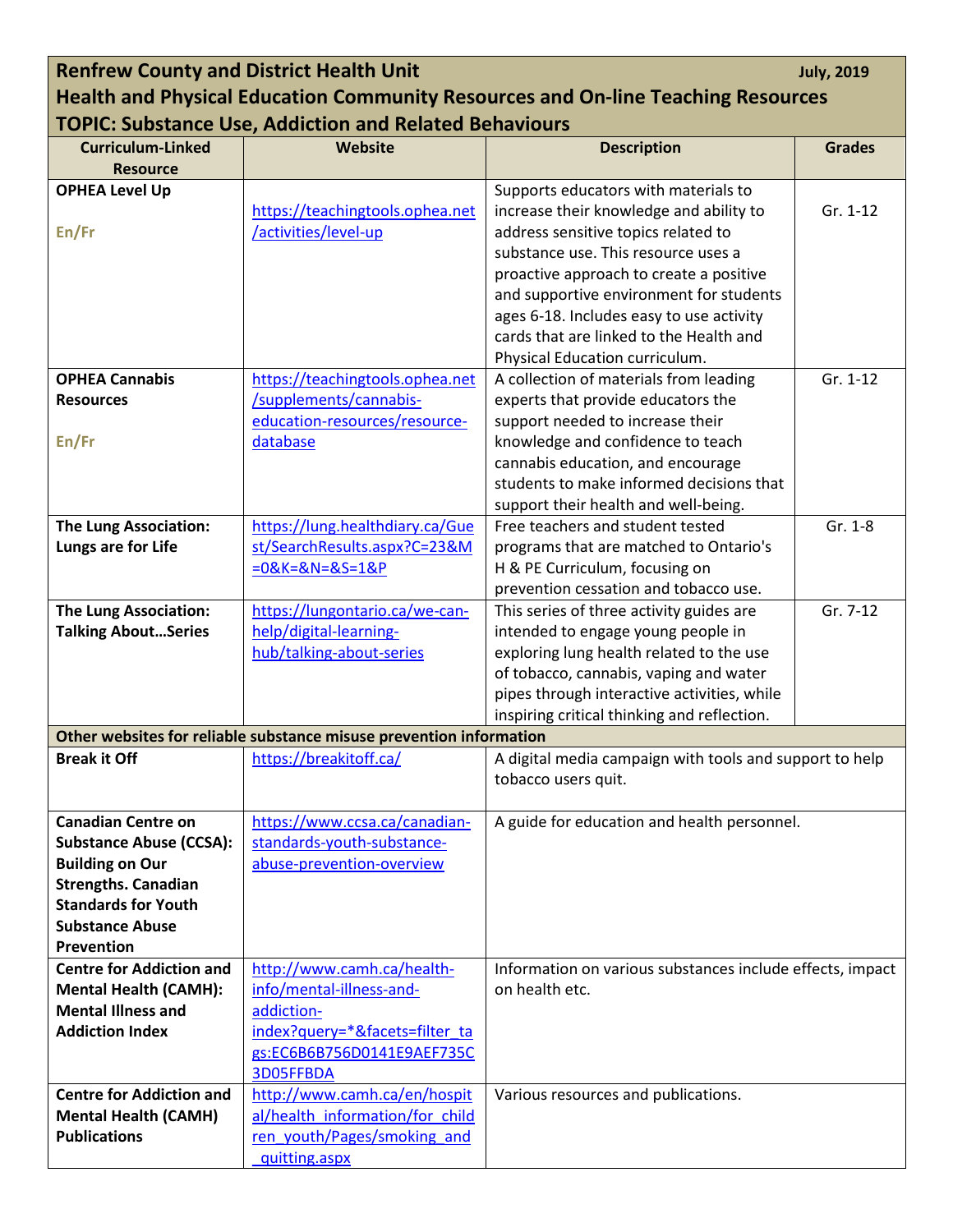**Renfrew County and District Health Unit** **July, 2019**

**Health and Physical Education Community Resources and On-line Teaching Resources**

**TOPIC: Substance Use, Addiction and Related Behaviours**

| Curriculum-Linked Resource | Website | Description | Grades |
|---|---|---|---|
| **OPHEA Level Up**<br><br>**En/Fr** | https://teachingtools.ophea.net/activities/level-up | Supports educators with materials to increase their knowledge and ability to address sensitive topics related to substance use. This resource uses a proactive approach to create a positive and supportive environment for students ages 6-18. Includes easy to use activity cards that are linked to the Health and Physical Education curriculum. | Gr. 1-12 |
| **OPHEA Cannabis Resources**<br><br>**En/Fr** | https://teachingtools.ophea.net/supplements/cannabis-education-resources/resource-database | A collection of materials from leading experts that provide educators the support needed to increase their knowledge and confidence to teach cannabis education, and encourage students to make informed decisions that support their health and well-being. | Gr. 1-12 |
| **The Lung Association: Lungs are for Life** | https://lung.healthdiary.ca/Guest/SearchResults.aspx?C=23&M=0&K=&N=&S=1&P | Free teachers and student tested programs that are matched to Ontario's H & PE Curriculum, focusing on prevention cessation and tobacco use. | Gr. 1-8 |
| **The Lung Association: Talking About…Series** | https://lungontario.ca/we-can-help/digital-learning-hub/talking-about-series | This series of three activity guides are intended to engage young people in exploring lung health related to the use of tobacco, cannabis, vaping and water pipes through interactive activities, while inspiring critical thinking and reflection. | Gr. 7-12 |
| **Other websites for reliable substance misuse prevention information** | | | |
| **Break it Off** | https://breakitoff.ca/ | A digital media campaign with tools and support to help tobacco users quit. | |
| **Canadian Centre on Substance Abuse (CCSA): Building on Our Strengths. Canadian Standards for Youth Substance Abuse Prevention** | https://www.ccsa.ca/canadian-standards-youth-substance-abuse-prevention-overview | A guide for education and health personnel. | |
| **Centre for Addiction and Mental Health (CAMH): Mental Illness and Addiction Index** | http://www.camh.ca/health-info/mental-illness-and-addiction-index?query=*&facets=filter_tags:EC6B6B756D0141E9AEF735C3D05FFBDA | Information on various substances include effects, impact on health etc. | |
| **Centre for Addiction and Mental Health (CAMH) Publications** | http://www.camh.ca/en/hospital/health_information/for_children_youth/Pages/smoking_and_quitting.aspx | Various resources and publications. | |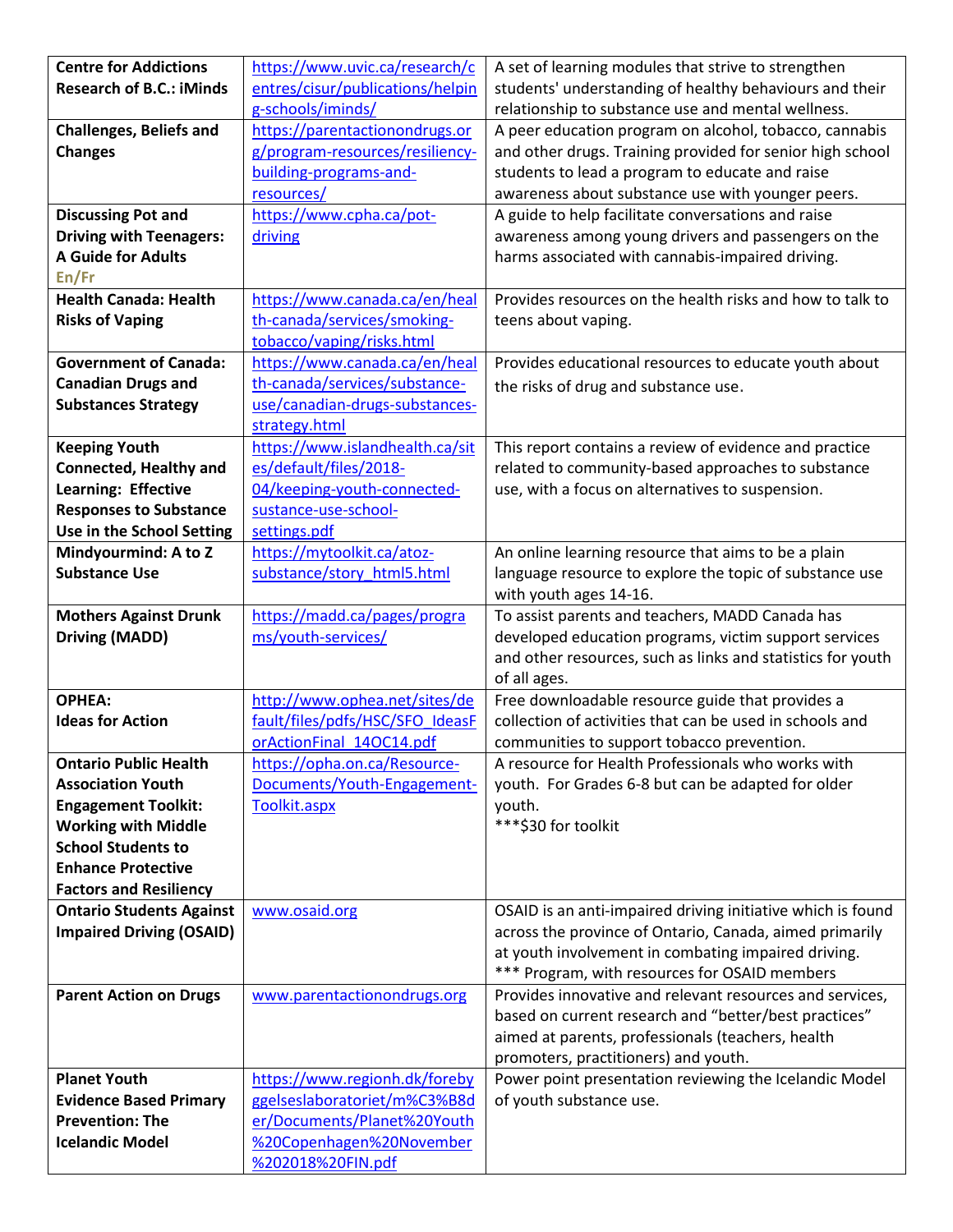| | | |
|---|---|---|
| **Centre for Addictions Research of B.C.: iMinds** | https://www.uvic.ca/research/centres/cisur/publications/helping-schools/iminds/ | A set of learning modules that strive to strengthen students' understanding of healthy behaviours and their relationship to substance use and mental wellness. |
| **Challenges, Beliefs and Changes** | https://parentactionondrugs.org/program-resources/resiliency-building-programs-and-resources/ | A peer education program on alcohol, tobacco, cannabis and other drugs. Training provided for senior high school students to lead a program to educate and raise awareness about substance use with younger peers. |
| **Discussing Pot and Driving with Teenagers: A Guide for Adults** **En/Fr** | https://www.cpha.ca/pot-driving | A guide to help facilitate conversations and raise awareness among young drivers and passengers on the harms associated with cannabis-impaired driving. |
| **Health Canada: Health Risks of Vaping** | https://www.canada.ca/en/health-canada/services/smoking-tobacco/vaping/risks.html | Provides resources on the health risks and how to talk to teens about vaping. |
| **Government of Canada: Canadian Drugs and Substances Strategy** | https://www.canada.ca/en/health-canada/services/substance-use/canadian-drugs-substances-strategy.html | Provides educational resources to educate youth about the risks of drug and substance use. |
| **Keeping Youth Connected, Healthy and Learning: Effective Responses to Substance Use in the School Setting** | https://www.islandhealth.ca/sites/default/files/2018-04/keeping-youth-connected-sustance-use-school-settings.pdf | This report contains a review of evidence and practice related to community-based approaches to substance use, with a focus on alternatives to suspension. |
| **Mindyourmind: A to Z Substance Use** | https://mytoolkit.ca/atoz-substance/story_html5.html | An online learning resource that aims to be a plain language resource to explore the topic of substance use with youth ages 14-16. |
| **Mothers Against Drunk Driving (MADD)** | https://madd.ca/pages/programs/youth-services/ | To assist parents and teachers, MADD Canada has developed education programs, victim support services and other resources, such as links and statistics for youth of all ages. |
| **OPHEA: Ideas for Action** | http://www.ophea.net/sites/default/files/pdfs/HSC/SFO_IdeasForActionFinal_14OC14.pdf | Free downloadable resource guide that provides a collection of activities that can be used in schools and communities to support tobacco prevention. |
| **Ontario Public Health Association Youth Engagement Toolkit: Working with Middle School Students to Enhance Protective Factors and Resiliency** | https://opha.on.ca/Resource-Documents/Youth-Engagement-Toolkit.aspx | A resource for Health Professionals who works with youth. For Grades 6-8 but can be adapted for older youth. ***$30 for toolkit |
| **Ontario Students Against Impaired Driving (OSAID)** | www.osaid.org | OSAID is an anti-impaired driving initiative which is found across the province of Ontario, Canada, aimed primarily at youth involvement in combating impaired driving. *** Program, with resources for OSAID members |
| **Parent Action on Drugs** | www.parentactionondrugs.org | Provides innovative and relevant resources and services, based on current research and "better/best practices" aimed at parents, professionals (teachers, health promoters, practitioners) and youth. |
| **Planet Youth Evidence Based Primary Prevention: The Icelandic Model** | https://www.regionh.dk/forebyggelseslaboratoriet/m%C3%B8der/Documents/Planet%20Youth%20Copenhagen%20November%202018%20FIN.pdf | Power point presentation reviewing the Icelandic Model of youth substance use. |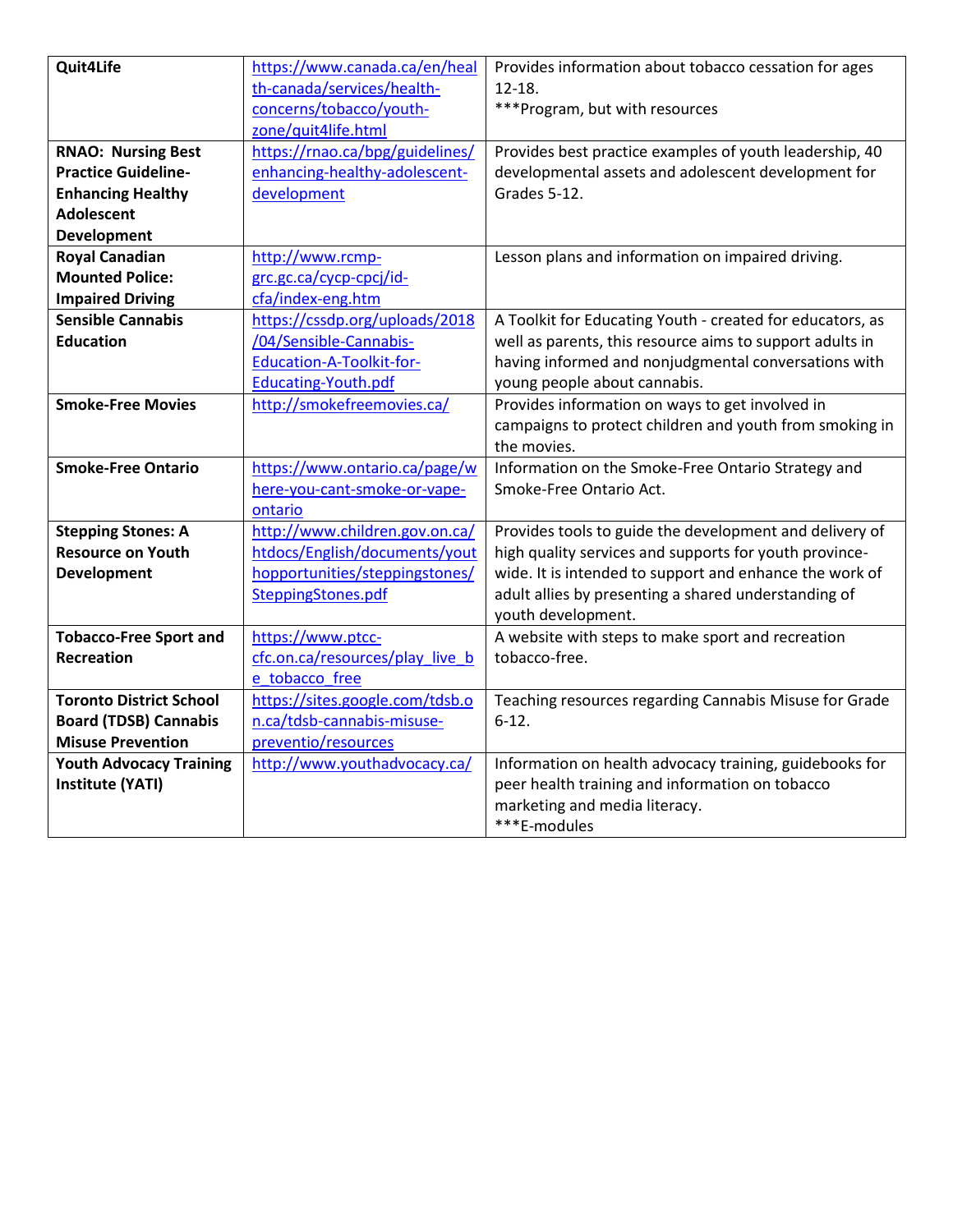| | | |
|---|---|---|
| **Quit4Life** | https://www.canada.ca/en/health-canada/services/health-concerns/tobacco/youth-zone/quit4life.html | Provides information about tobacco cessation for ages 12-18.<br>***Program, but with resources |
| **RNAO: Nursing Best Practice Guideline- Enhancing Healthy Adolescent Development** | https://rnao.ca/bpg/guidelines/enhancing-healthy-adolescent-development | Provides best practice examples of youth leadership, 40 developmental assets and adolescent development for Grades 5-12. |
| **Royal Canadian Mounted Police: Impaired Driving** | http://www.rcmp-grc.gc.ca/cycp-cpcj/id-cfa/index-eng.htm | Lesson plans and information on impaired driving. |
| **Sensible Cannabis Education** | https://cssdp.org/uploads/2018/04/Sensible-Cannabis-Education-A-Toolkit-for-Educating-Youth.pdf | A Toolkit for Educating Youth - created for educators, as well as parents, this resource aims to support adults in having informed and nonjudgmental conversations with young people about cannabis. |
| **Smoke-Free Movies** | http://smokefreemovies.ca/ | Provides information on ways to get involved in campaigns to protect children and youth from smoking in the movies. |
| **Smoke-Free Ontario** | https://www.ontario.ca/page/where-you-cant-smoke-or-vape-ontario | Information on the Smoke-Free Ontario Strategy and Smoke-Free Ontario Act. |
| **Stepping Stones: A Resource on Youth Development** | http://www.children.gov.on.ca/htdocs/English/documents/youthopportunities/steppingstones/SteppingStones.pdf | Provides tools to guide the development and delivery of high quality services and supports for youth province-wide. It is intended to support and enhance the work of adult allies by presenting a shared understanding of youth development. |
| **Tobacco-Free Sport and Recreation** | https://www.ptcc-cfc.on.ca/resources/play_live_be_tobacco_free | A website with steps to make sport and recreation tobacco-free. |
| **Toronto District School Board (TDSB) Cannabis Misuse Prevention** | https://sites.google.com/tdsb.on.ca/tdsb-cannabis-misuse-preventio/resources | Teaching resources regarding Cannabis Misuse for Grade 6-12. |
| **Youth Advocacy Training Institute (YATI)** | http://www.youthadvocacy.ca/ | Information on health advocacy training, guidebooks for peer health training and information on tobacco marketing and media literacy.<br>***E-modules |